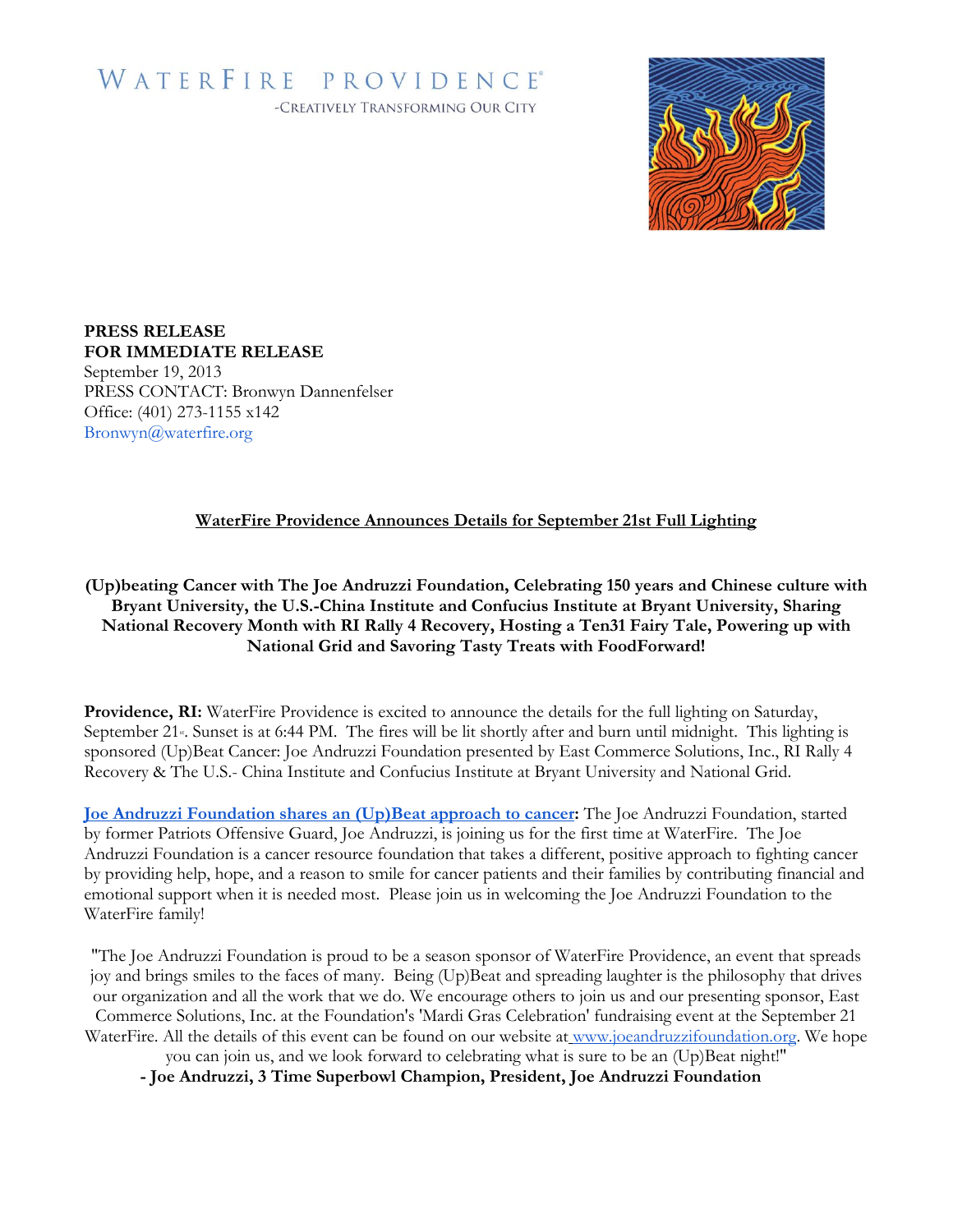WATERFIRE PROVIDENCE®

-CREATIVELY TRANSFORMING OUR CITY

**PRESS RELEASE**
**FOR IMMEDIATE RELEASE**
September 19, 2013
PRESS CONTACT: Bronwyn Dannenfelser
Office: (401) 273-1155 x142
Bronwyn@waterfire.org

## WaterFire Providence Announces Details for September 21st Full Lighting

**(Up)beating Cancer with The Joe Andruzzi Foundation, Celebrating 150 years and Chinese culture with Bryant University, the U.S.-China Institute and Confucius Institute at Bryant University, Sharing National Recovery Month with RI Rally 4 Recovery, Hosting a Ten31 Fairy Tale, Powering up with National Grid and Savoring Tasty Treats with FoodForward!**

**Providence, RI:** WaterFire Providence is excited to announce the details for the full lighting on Saturday, September 21st. Sunset is at 6:44 PM. The fires will be lit shortly after and burn until midnight. This lighting is sponsored (Up)Beat Cancer: Joe Andruzzi Foundation presented by East Commerce Solutions, Inc., RI Rally 4 Recovery & The U.S.- China Institute and Confucius Institute at Bryant University and National Grid.

**Joe Andruzzi Foundation shares an (Up)Beat approach to cancer:** The Joe Andruzzi Foundation, started by former Patriots Offensive Guard, Joe Andruzzi, is joining us for the first time at WaterFire. The Joe Andruzzi Foundation is a cancer resource foundation that takes a different, positive approach to fighting cancer by providing help, hope, and a reason to smile for cancer patients and their families by contributing financial and emotional support when it is needed most. Please join us in welcoming the Joe Andruzzi Foundation to the WaterFire family!

"The Joe Andruzzi Foundation is proud to be a season sponsor of WaterFire Providence, an event that spreads joy and brings smiles to the faces of many. Being (Up)Beat and spreading laughter is the philosophy that drives our organization and all the work that we do. We encourage others to join us and our presenting sponsor, East Commerce Solutions, Inc. at the Foundation's 'Mardi Gras Celebration' fundraising event at the September 21 WaterFire. All the details of this event can be found on our website at www.joeandruzzifoundation.org. We hope you can join us, and we look forward to celebrating what is sure to be an (Up)Beat night!"
**- Joe Andruzzi, 3 Time Superbowl Champion, President, Joe Andruzzi Foundation**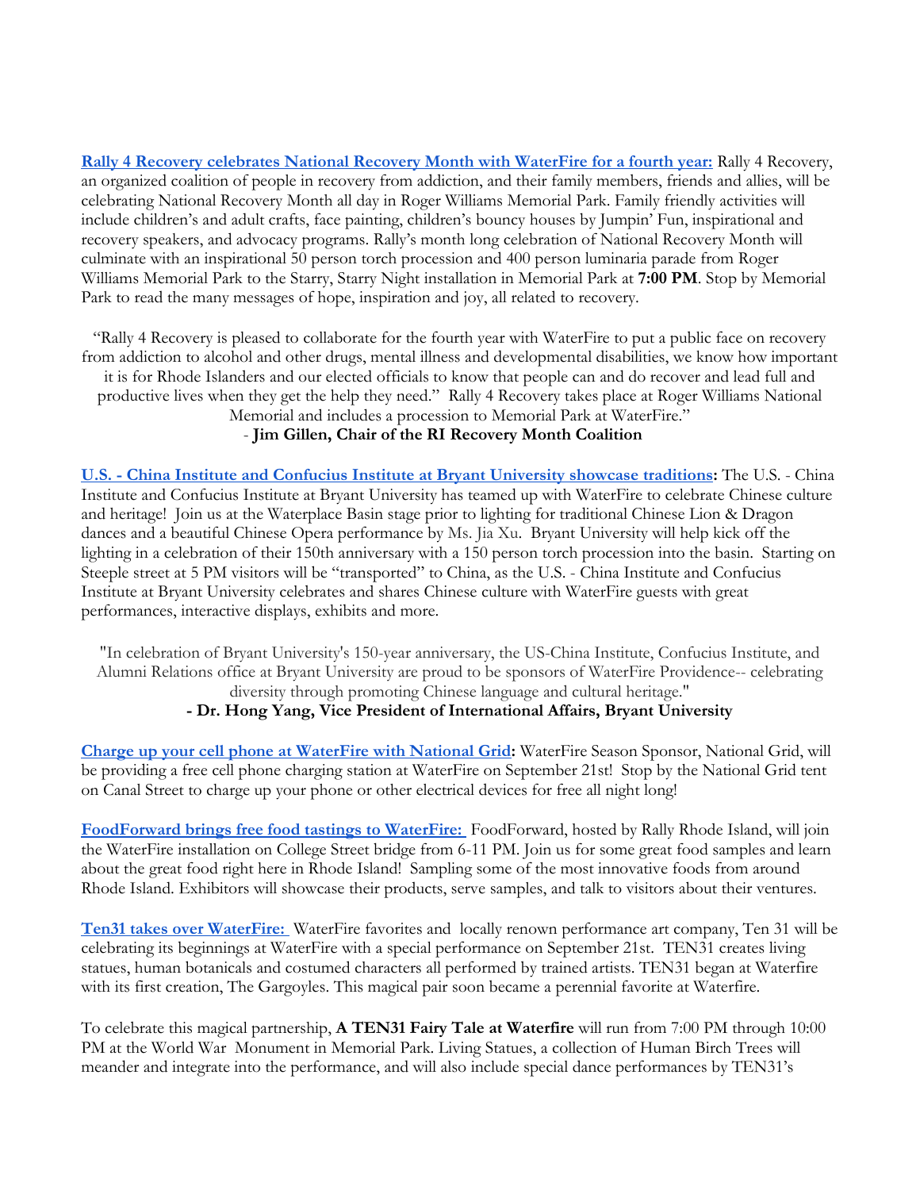**[Rally 4 Recovery celebrates National Recovery Month with WaterFire for a fourth year:]** Rally 4 Recovery, an organized coalition of people in recovery from addiction, and their family members, friends and allies, will be celebrating National Recovery Month all day in Roger Williams Memorial Park. Family friendly activities will include children's and adult crafts, face painting, children's bouncy houses by Jumpin' Fun, inspirational and recovery speakers, and advocacy programs. Rally's month long celebration of National Recovery Month will culminate with an inspirational 50 person torch procession and 400 person luminaria parade from Roger Williams Memorial Park to the Starry, Starry Night installation in Memorial Park at **7:00 PM**. Stop by Memorial Park to read the many messages of hope, inspiration and joy, all related to recovery.

"Rally 4 Recovery is pleased to collaborate for the fourth year with WaterFire to put a public face on recovery from addiction to alcohol and other drugs, mental illness and developmental disabilities, we know how important it is for Rhode Islanders and our elected officials to know that people can and do recover and lead full and productive lives when they get the help they need." Rally 4 Recovery takes place at Roger Williams National Memorial and includes a procession to Memorial Park at WaterFire."

\- **Jim Gillen, Chair of the RI Recovery Month Coalition**

**[U.S. - China Institute and Confucius Institute at Bryant University showcase traditions]:** The U.S. - China Institute and Confucius Institute at Bryant University has teamed up with WaterFire to celebrate Chinese culture and heritage! Join us at the Waterplace Basin stage prior to lighting for traditional Chinese Lion & Dragon dances and a beautiful Chinese Opera performance by Ms. Jia Xu. Bryant University will help kick off the lighting in a celebration of their 150th anniversary with a 150 person torch procession into the basin. Starting on Steeple street at 5 PM visitors will be "transported" to China, as the U.S. - China Institute and Confucius Institute at Bryant University celebrates and shares Chinese culture with WaterFire guests with great performances, interactive displays, exhibits and more.

"In celebration of Bryant University's 150-year anniversary, the US-China Institute, Confucius Institute, and Alumni Relations office at Bryant University are proud to be sponsors of WaterFire Providence-- celebrating diversity through promoting Chinese language and cultural heritage."

**- Dr. Hong Yang, Vice President of International Affairs, Bryant University**

**[Charge up your cell phone at WaterFire with National Grid]:** WaterFire Season Sponsor, National Grid, will be providing a free cell phone charging station at WaterFire on September 21st! Stop by the National Grid tent on Canal Street to charge up your phone or other electrical devices for free all night long!

**[FoodForward brings free food tastings to WaterFire:]** FoodForward, hosted by Rally Rhode Island, will join the WaterFire installation on College Street bridge from 6-11 PM. Join us for some great food samples and learn about the great food right here in Rhode Island! Sampling some of the most innovative foods from around Rhode Island. Exhibitors will showcase their products, serve samples, and talk to visitors about their ventures.

**[Ten31 takes over WaterFire:]** WaterFire favorites and locally renown performance art company, Ten 31 will be celebrating its beginnings at WaterFire with a special performance on September 21st. TEN31 creates living statues, human botanicals and costumed characters all performed by trained artists. TEN31 began at Waterfire with its first creation, The Gargoyles. This magical pair soon became a perennial favorite at Waterfire.

To celebrate this magical partnership, **A TEN31 Fairy Tale at Waterfire** will run from 7:00 PM through 10:00 PM at the World War Monument in Memorial Park. Living Statues, a collection of Human Birch Trees will meander and integrate into the performance, and will also include special dance performances by TEN31's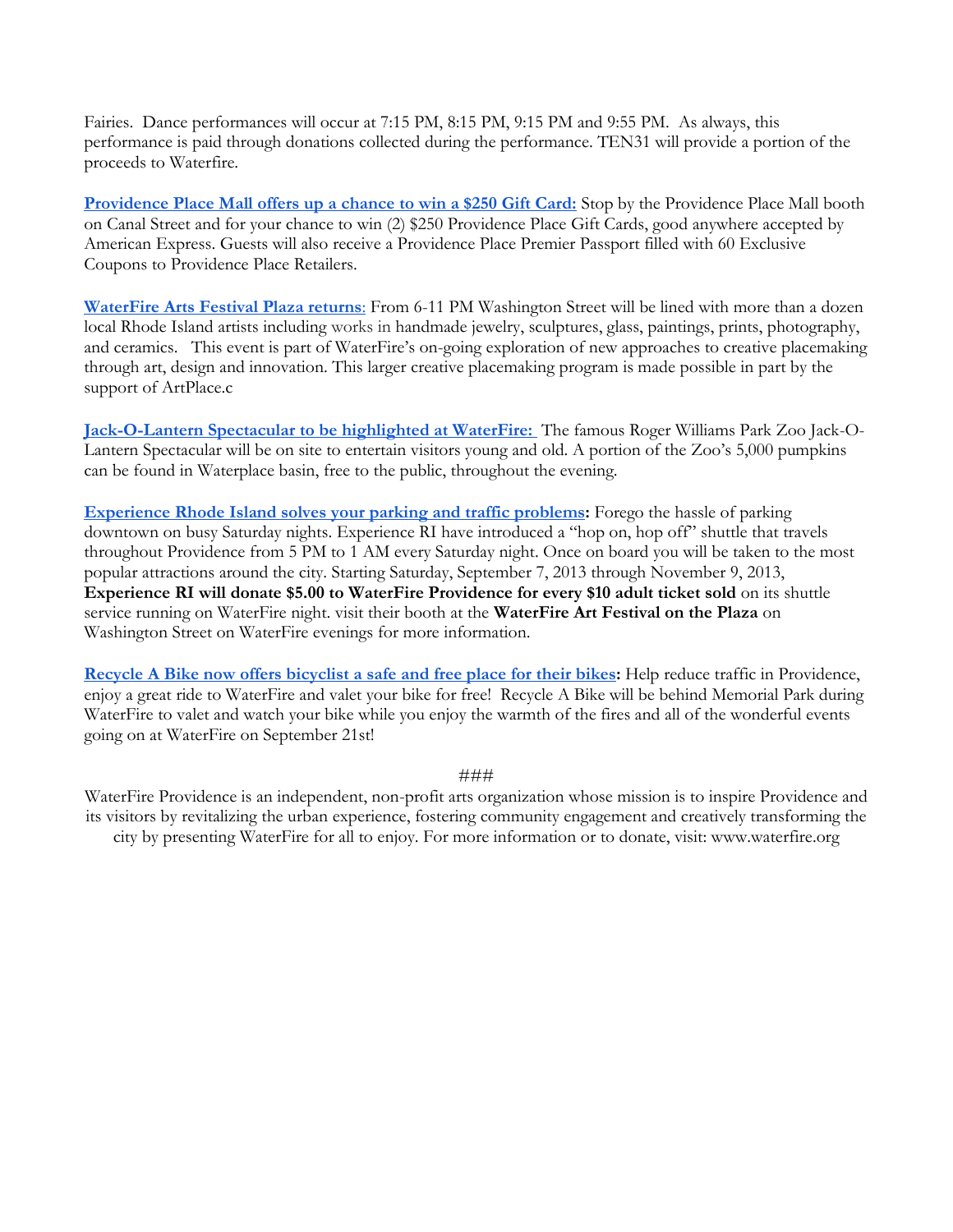Fairies. Dance performances will occur at 7:15 PM, 8:15 PM, 9:15 PM and 9:55 PM. As always, this performance is paid through donations collected during the performance. TEN31 will provide a portion of the proceeds to Waterfire.

**Providence Place Mall offers up a chance to win a $250 Gift Card:** Stop by the Providence Place Mall booth on Canal Street and for your chance to win (2) $250 Providence Place Gift Cards, good anywhere accepted by American Express. Guests will also receive a Providence Place Premier Passport filled with 60 Exclusive Coupons to Providence Place Retailers.

**WaterFire Arts Festival Plaza returns**: From 6-11 PM Washington Street will be lined with more than a dozen local Rhode Island artists including works in handmade jewelry, sculptures, glass, paintings, prints, photography, and ceramics. This event is part of WaterFire's on-going exploration of new approaches to creative placemaking through art, design and innovation. This larger creative placemaking program is made possible in part by the support of ArtPlace.c

**Jack-O-Lantern Spectacular to be highlighted at WaterFire:** The famous Roger Williams Park Zoo Jack-O-Lantern Spectacular will be on site to entertain visitors young and old. A portion of the Zoo's 5,000 pumpkins can be found in Waterplace basin, free to the public, throughout the evening.

**Experience Rhode Island solves your parking and traffic problems:** Forego the hassle of parking downtown on busy Saturday nights. Experience RI have introduced a "hop on, hop off" shuttle that travels throughout Providence from 5 PM to 1 AM every Saturday night. Once on board you will be taken to the most popular attractions around the city. Starting Saturday, September 7, 2013 through November 9, 2013, **Experience RI will donate $5.00 to WaterFire Providence for every $10 adult ticket sold** on its shuttle service running on WaterFire night. visit their booth at the **WaterFire Art Festival on the Plaza** on Washington Street on WaterFire evenings for more information.

**Recycle A Bike now offers bicyclist a safe and free place for their bikes:** Help reduce traffic in Providence, enjoy a great ride to WaterFire and valet your bike for free! Recycle A Bike will be behind Memorial Park during WaterFire to valet and watch your bike while you enjoy the warmth of the fires and all of the wonderful events going on at WaterFire on September 21st!

###

WaterFire Providence is an independent, non-profit arts organization whose mission is to inspire Providence and its visitors by revitalizing the urban experience, fostering community engagement and creatively transforming the city by presenting WaterFire for all to enjoy. For more information or to donate, visit: www.waterfire.org